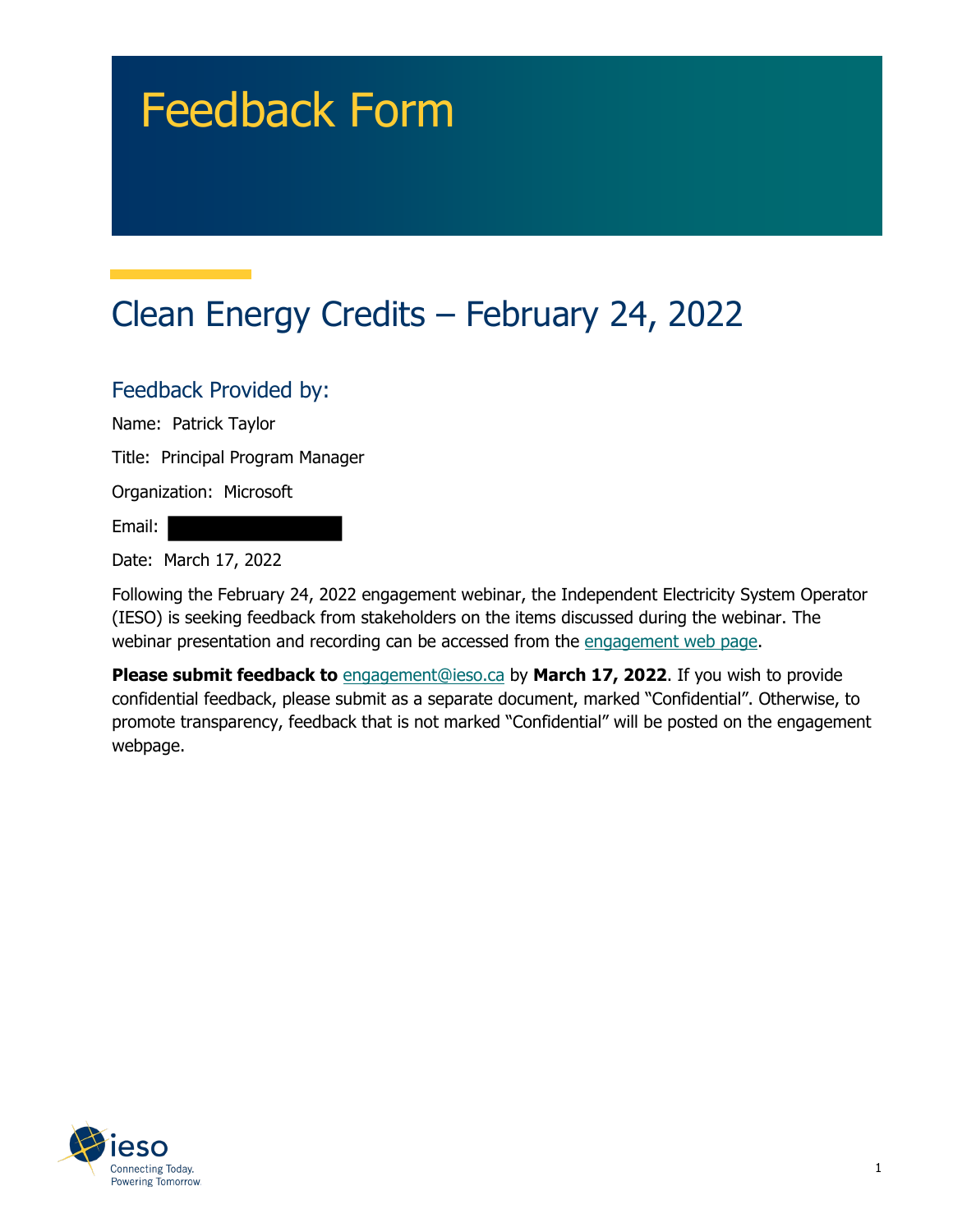# Feedback Form

## Clean Energy Credits – February 24, 2022

### Feedback Provided by:

Name: Patrick Taylor

Title: Principal Program Manager

Organization: Microsoft

Email:

Date: March 17, 2022

Following the February 24, 2022 engagement webinar, the Independent Electricity System Operator (IESO) is seeking feedback from stakeholders on the items discussed during the webinar. The webinar presentation and recording can be accessed from the engagement web page.

**Please submit feedback to** engagement@ieso.ca by **March 17, 2022**. If you wish to provide confidential feedback, please submit as a separate document, marked "Confidential". Otherwise, to promote transparency, feedback that is not marked "Confidential" will be posted on the engagement webpage.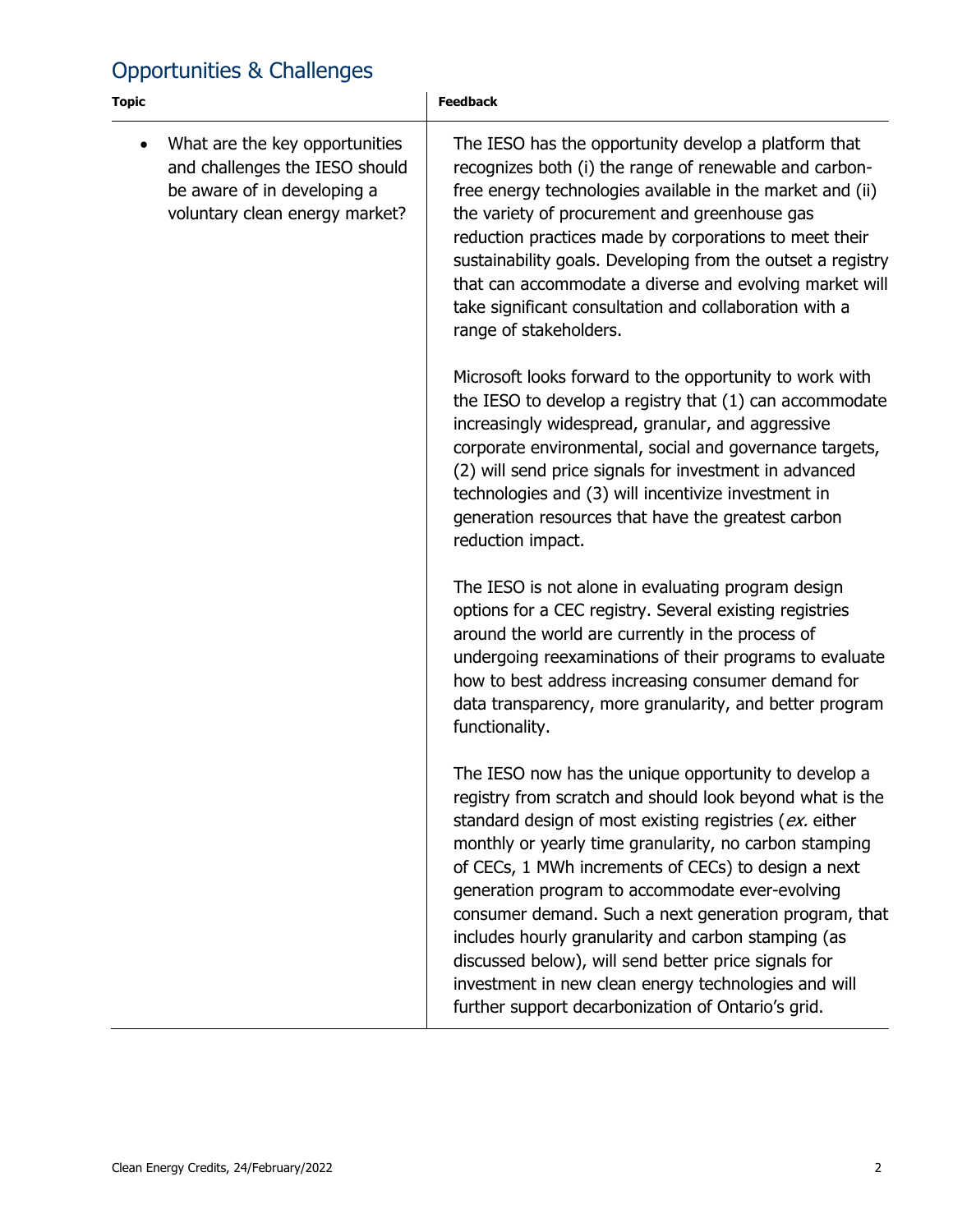## Opportunities & Challenges

| Topic | Feedback |
| --- | --- |
| • What are the key opportunities and challenges the IESO should be aware of in developing a voluntary clean energy market? | The IESO has the opportunity develop a platform that recognizes both (i) the range of renewable and carbon-free energy technologies available in the market and (ii) the variety of procurement and greenhouse gas reduction practices made by corporations to meet their sustainability goals. Developing from the outset a registry that can accommodate a diverse and evolving market will take significant consultation and collaboration with a range of stakeholders.<br><br>Microsoft looks forward to the opportunity to work with the IESO to develop a registry that (1) can accommodate increasingly widespread, granular, and aggressive corporate environmental, social and governance targets, (2) will send price signals for investment in advanced technologies and (3) will incentivize investment in generation resources that have the greatest carbon reduction impact.<br><br>The IESO is not alone in evaluating program design options for a CEC registry. Several existing registries around the world are currently in the process of undergoing reexaminations of their programs to evaluate how to best address increasing consumer demand for data transparency, more granularity, and better program functionality.<br><br>The IESO now has the unique opportunity to develop a registry from scratch and should look beyond what is the standard design of most existing registries (*ex.* either monthly or yearly time granularity, no carbon stamping of CECs, 1 MWh increments of CECs) to design a next generation program to accommodate ever-evolving consumer demand. Such a next generation program, that includes hourly granularity and carbon stamping (as discussed below), will send better price signals for investment in new clean energy technologies and will further support decarbonization of Ontario's grid. |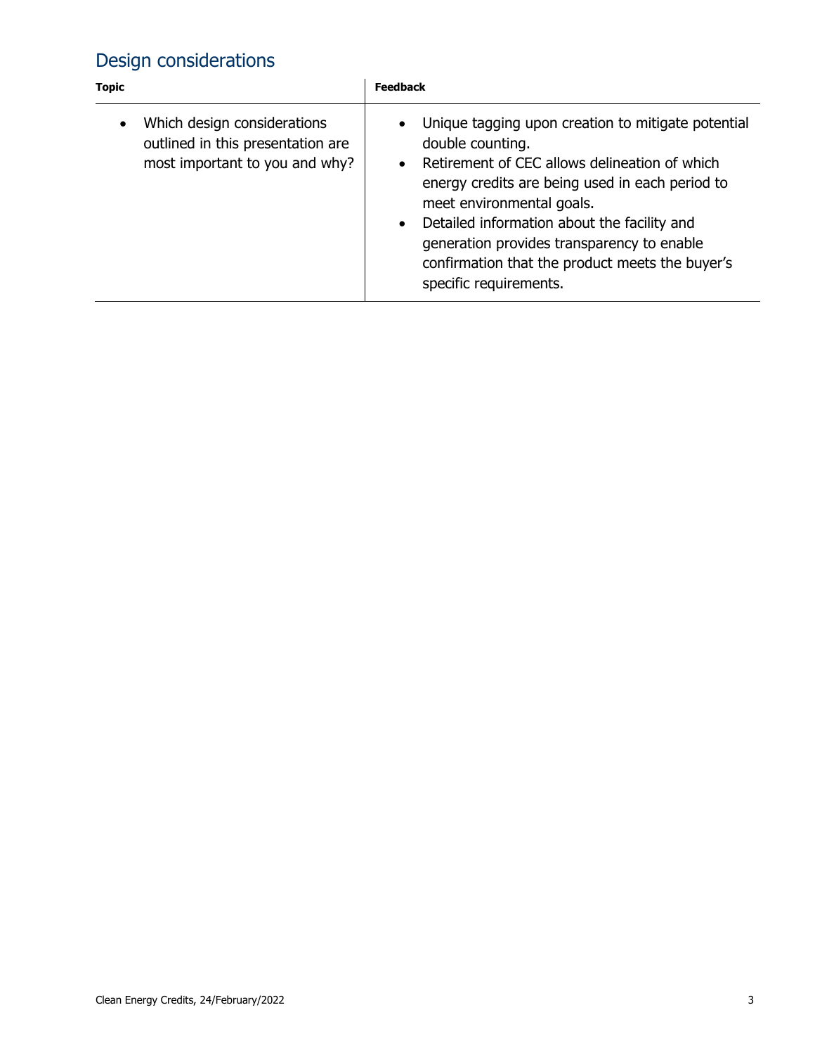## Design considerations

| Topic | Feedback |
| --- | --- |
| • Which design considerations outlined in this presentation are most important to you and why? | • Unique tagging upon creation to mitigate potential double counting.<br>• Retirement of CEC allows delineation of which energy credits are being used in each period to meet environmental goals.<br>• Detailed information about the facility and generation provides transparency to enable confirmation that the product meets the buyer's specific requirements. |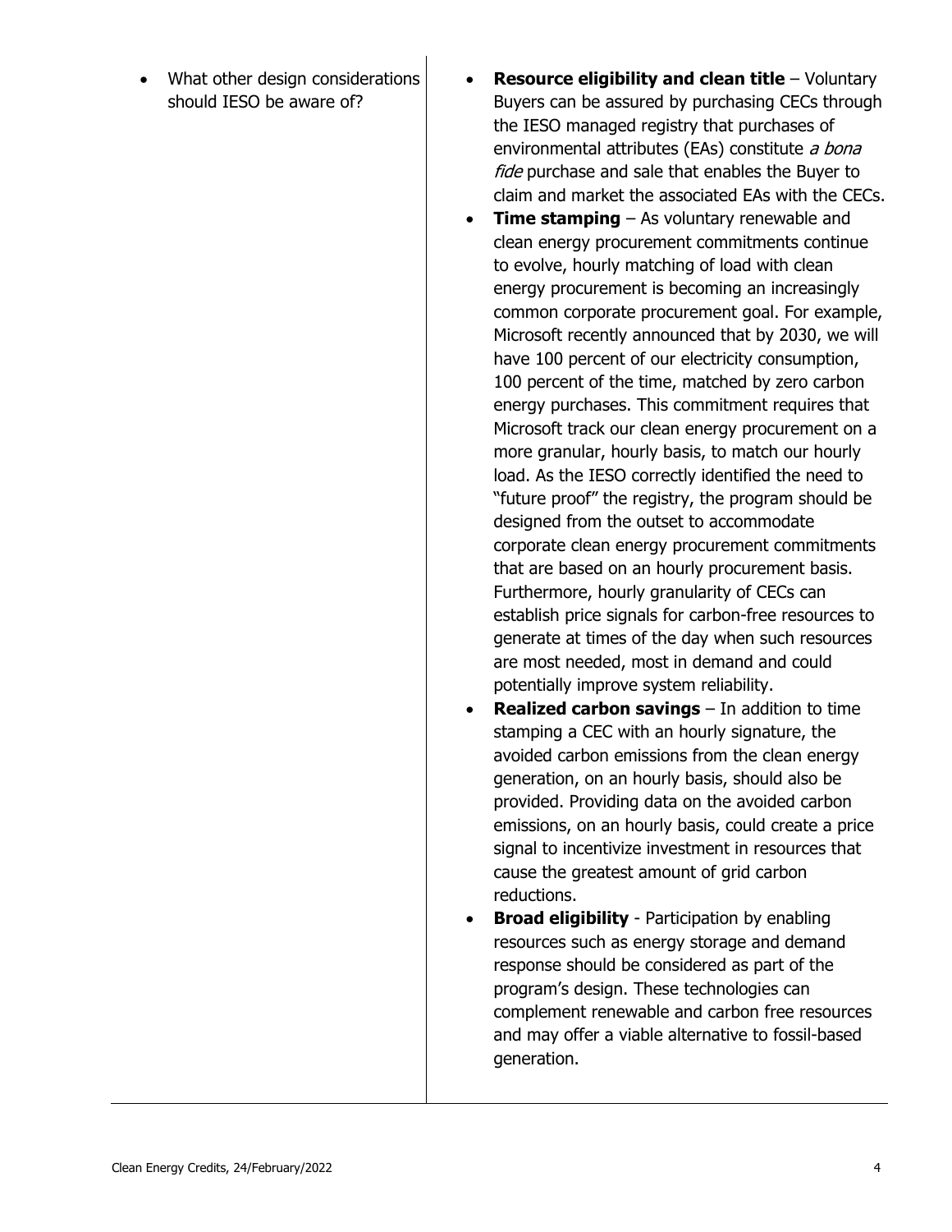| | |
|---|---|
| • What other design considerations should IESO be aware of? | • **Resource eligibility and clean title** – Voluntary Buyers can be assured by purchasing CECs through the IESO managed registry that purchases of environmental attributes (EAs) constitute *a bona fide* purchase and sale that enables the Buyer to claim and market the associated EAs with the CECs.<br>• **Time stamping** – As voluntary renewable and clean energy procurement commitments continue to evolve, hourly matching of load with clean energy procurement is becoming an increasingly common corporate procurement goal. For example, Microsoft recently announced that by 2030, we will have 100 percent of our electricity consumption, 100 percent of the time, matched by zero carbon energy purchases. This commitment requires that Microsoft track our clean energy procurement on a more granular, hourly basis, to match our hourly load. As the IESO correctly identified the need to "future proof" the registry, the program should be designed from the outset to accommodate corporate clean energy procurement commitments that are based on an hourly procurement basis. Furthermore, hourly granularity of CECs can establish price signals for carbon-free resources to generate at times of the day when such resources are most needed, most in demand and could potentially improve system reliability.<br>• **Realized carbon savings** – In addition to time stamping a CEC with an hourly signature, the avoided carbon emissions from the clean energy generation, on an hourly basis, should also be provided. Providing data on the avoided carbon emissions, on an hourly basis, could create a price signal to incentivize investment in resources that cause the greatest amount of grid carbon reductions.<br>• **Broad eligibility** - Participation by enabling resources such as energy storage and demand response should be considered as part of the program's design. These technologies can complement renewable and carbon free resources and may offer a viable alternative to fossil-based generation. |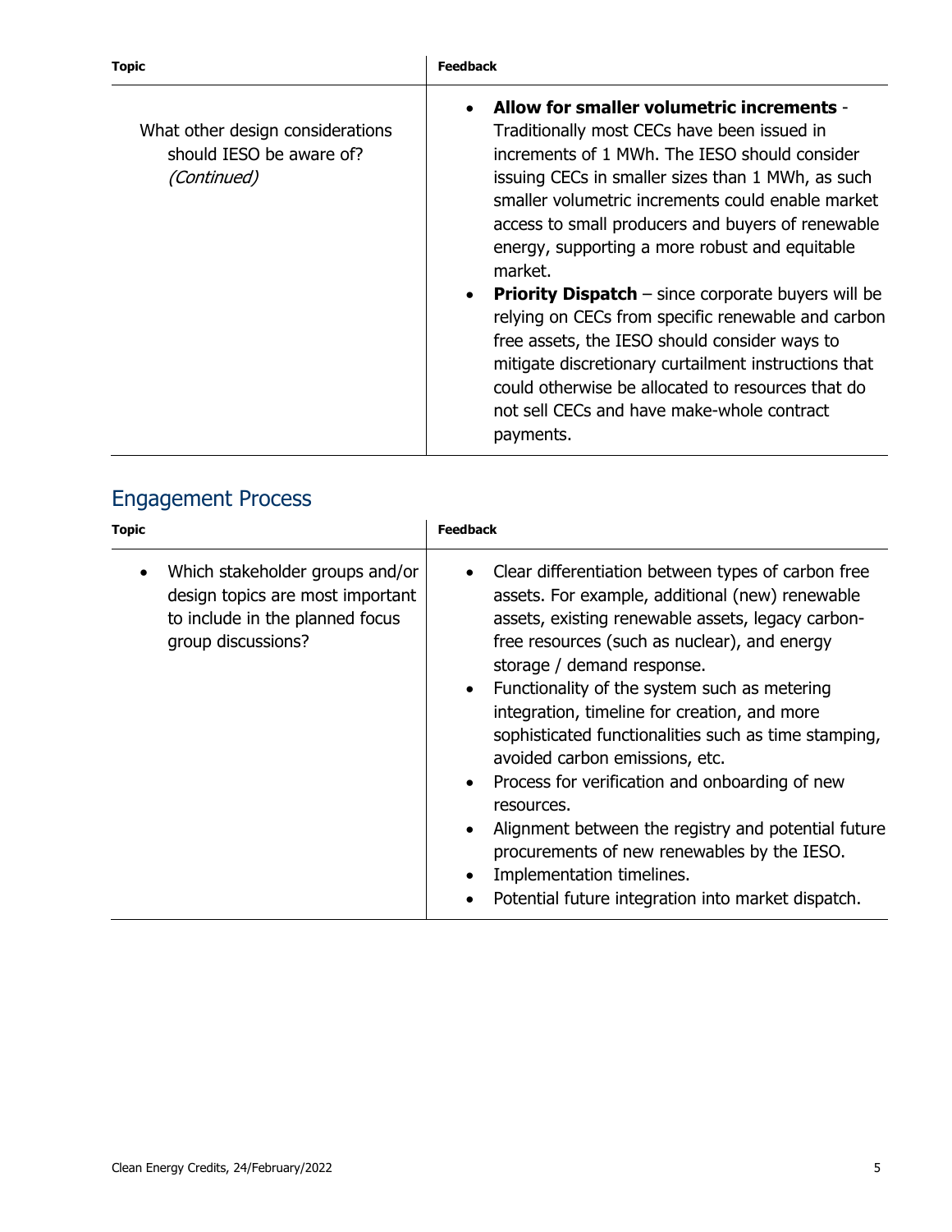| Topic | Feedback |
| --- | --- |
| What other design considerations should IESO be aware of? *(Continued)* | • **Allow for smaller volumetric increments** - Traditionally most CECs have been issued in increments of 1 MWh. The IESO should consider issuing CECs in smaller sizes than 1 MWh, as such smaller volumetric increments could enable market access to small producers and buyers of renewable energy, supporting a more robust and equitable market.<br>• **Priority Dispatch** – since corporate buyers will be relying on CECs from specific renewable and carbon free assets, the IESO should consider ways to mitigate discretionary curtailment instructions that could otherwise be allocated to resources that do not sell CECs and have make-whole contract payments. |

## Engagement Process

| Topic | Feedback |
| --- | --- |
| • Which stakeholder groups and/or design topics are most important to include in the planned focus group discussions? | • Clear differentiation between types of carbon free assets. For example, additional (new) renewable assets, existing renewable assets, legacy carbon-free resources (such as nuclear), and energy storage / demand response.<br>• Functionality of the system such as metering integration, timeline for creation, and more sophisticated functionalities such as time stamping, avoided carbon emissions, etc.<br>• Process for verification and onboarding of new resources.<br>• Alignment between the registry and potential future procurements of new renewables by the IESO.<br>• Implementation timelines.<br>• Potential future integration into market dispatch. |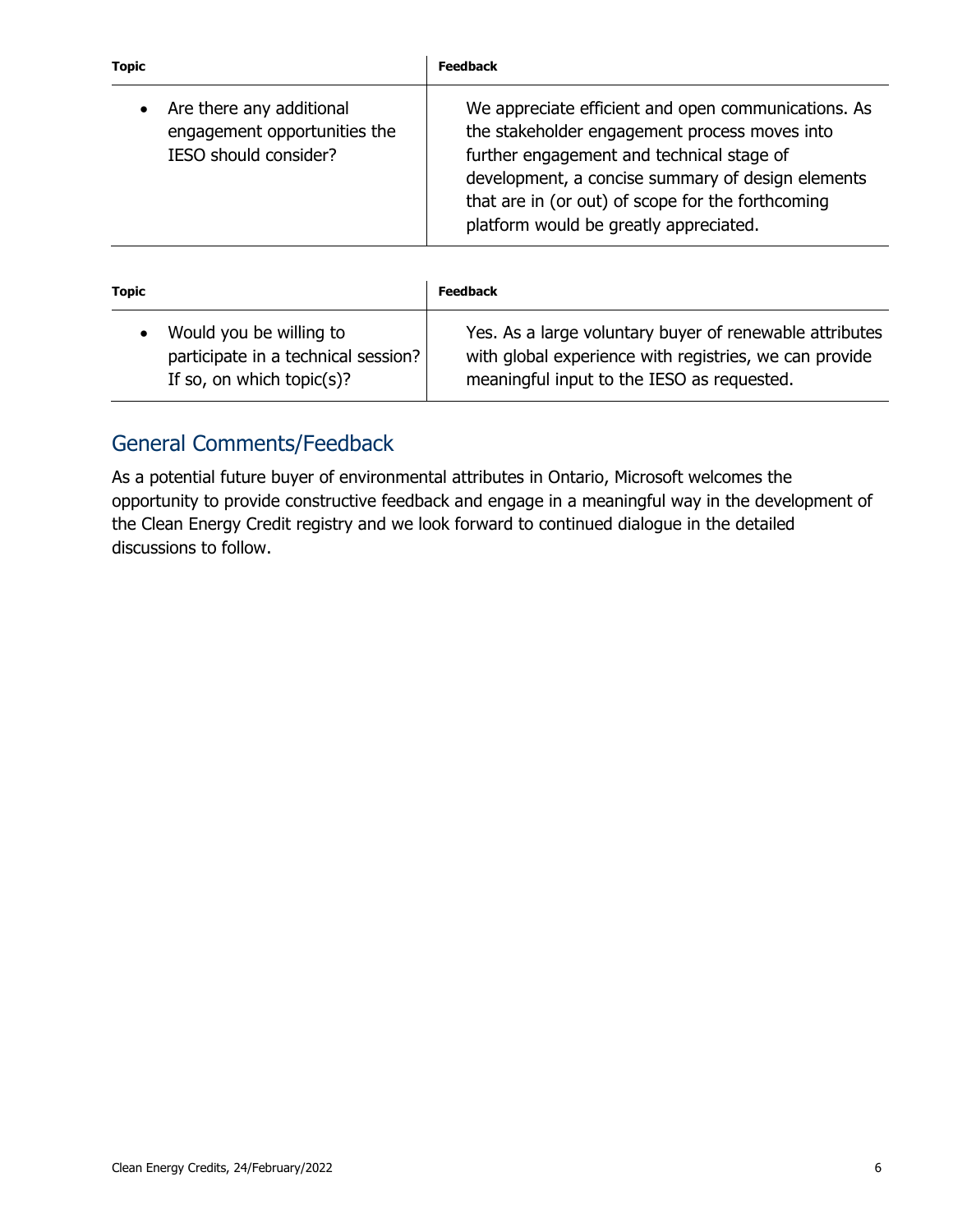| Topic | Feedback |
| --- | --- |
| • Are there any additional engagement opportunities the IESO should consider? | We appreciate efficient and open communications. As the stakeholder engagement process moves into further engagement and technical stage of development, a concise summary of design elements that are in (or out) of scope for the forthcoming platform would be greatly appreciated. |

| Topic | Feedback |
| --- | --- |
| • Would you be willing to participate in a technical session? If so, on which topic(s)? | Yes. As a large voluntary buyer of renewable attributes with global experience with registries, we can provide meaningful input to the IESO as requested. |

## General Comments/Feedback

As a potential future buyer of environmental attributes in Ontario, Microsoft welcomes the opportunity to provide constructive feedback and engage in a meaningful way in the development of the Clean Energy Credit registry and we look forward to continued dialogue in the detailed discussions to follow.